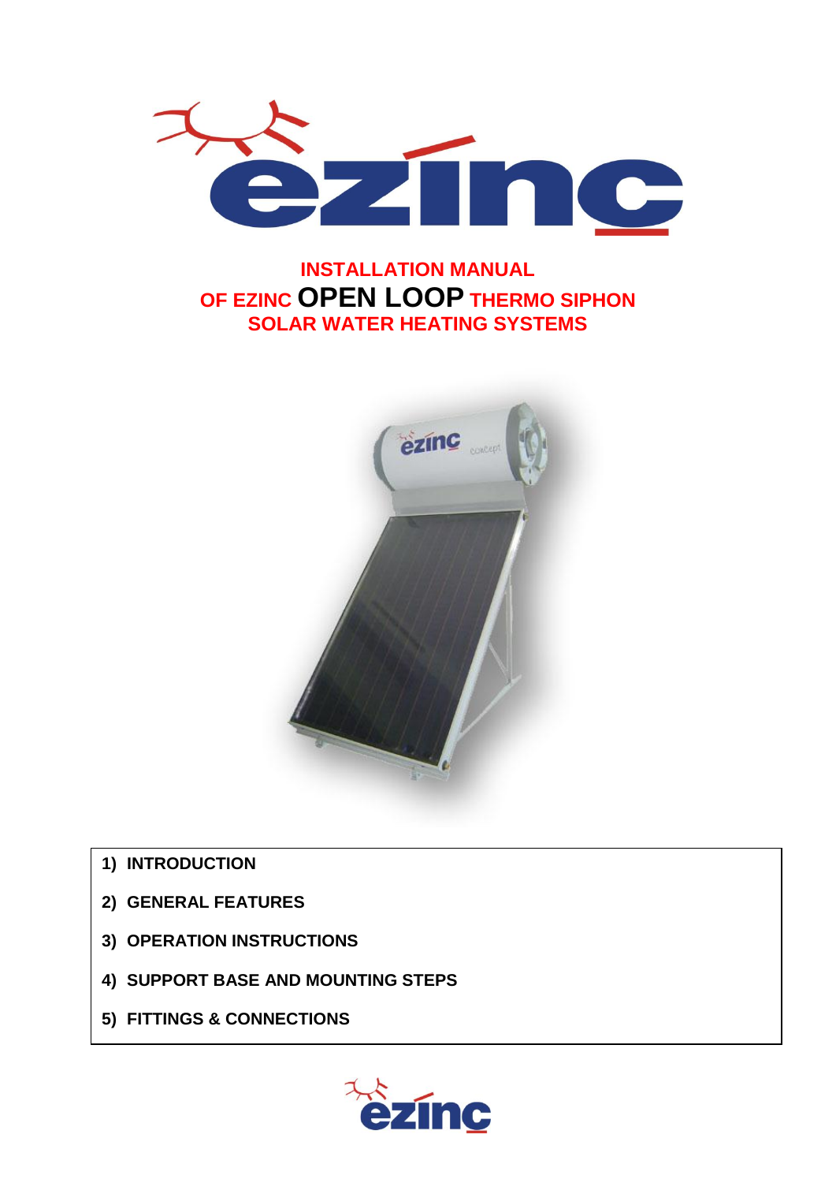# INSTALLATION MANUAL
# OF EZINC OPEN LOOP THERMO SIPHON
# SOLAR WATER HEATING SYSTEMS

1) **INTRODUCTION**
2) **GENERAL FEATURES**
3) **OPERATION INSTRUCTIONS**
4) **SUPPORT BASE AND MOUNTING STEPS**
5) **FITTINGS & CONNECTIONS**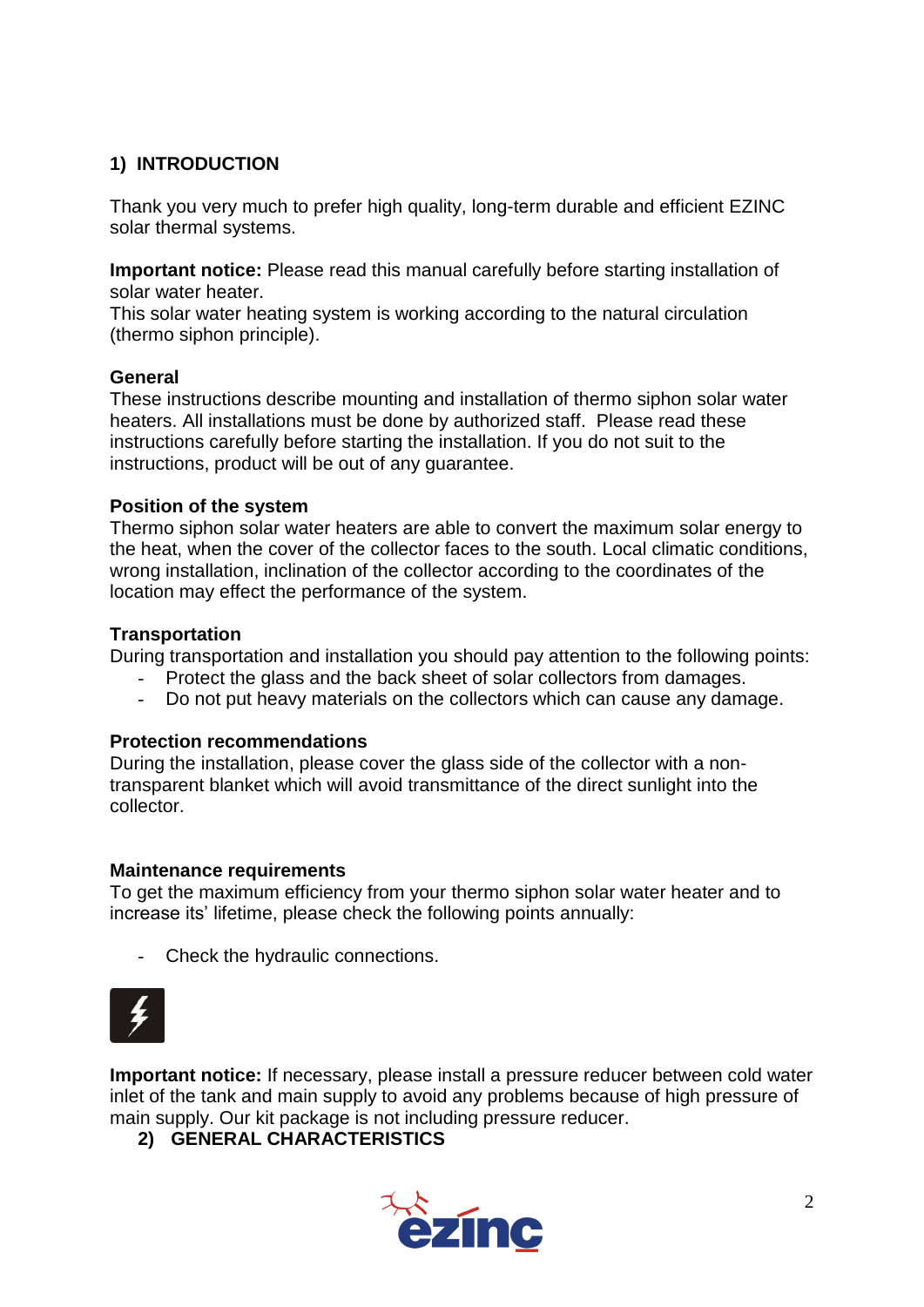## 1) INTRODUCTION

Thank you very much to prefer high quality, long-term durable and efficient EZINC solar thermal systems.

**Important notice:** Please read this manual carefully before starting installation of solar water heater.
This solar water heating system is working according to the natural circulation (thermo siphon principle).

### General

These instructions describe mounting and installation of thermo siphon solar water heaters. All installations must be done by authorized staff. Please read these instructions carefully before starting the installation. If you do not suit to the instructions, product will be out of any guarantee.

### Position of the system

Thermo siphon solar water heaters are able to convert the maximum solar energy to the heat, when the cover of the collector faces to the south. Local climatic conditions, wrong installation, inclination of the collector according to the coordinates of the location may effect the performance of the system.

### Transportation

During transportation and installation you should pay attention to the following points:

- Protect the glass and the back sheet of solar collectors from damages.
- Do not put heavy materials on the collectors which can cause any damage.

### Protection recommendations

During the installation, please cover the glass side of the collector with a non-transparent blanket which will avoid transmittance of the direct sunlight into the collector.

### Maintenance requirements

To get the maximum efficiency from your thermo siphon solar water heater and to increase its' lifetime, please check the following points annually:

- Check the hydraulic connections.

**Important notice:** If necessary, please install a pressure reducer between cold water inlet of the tank and main supply to avoid any problems because of high pressure of main supply. Our kit package is not including pressure reducer.

## 2) GENERAL CHARACTERISTICS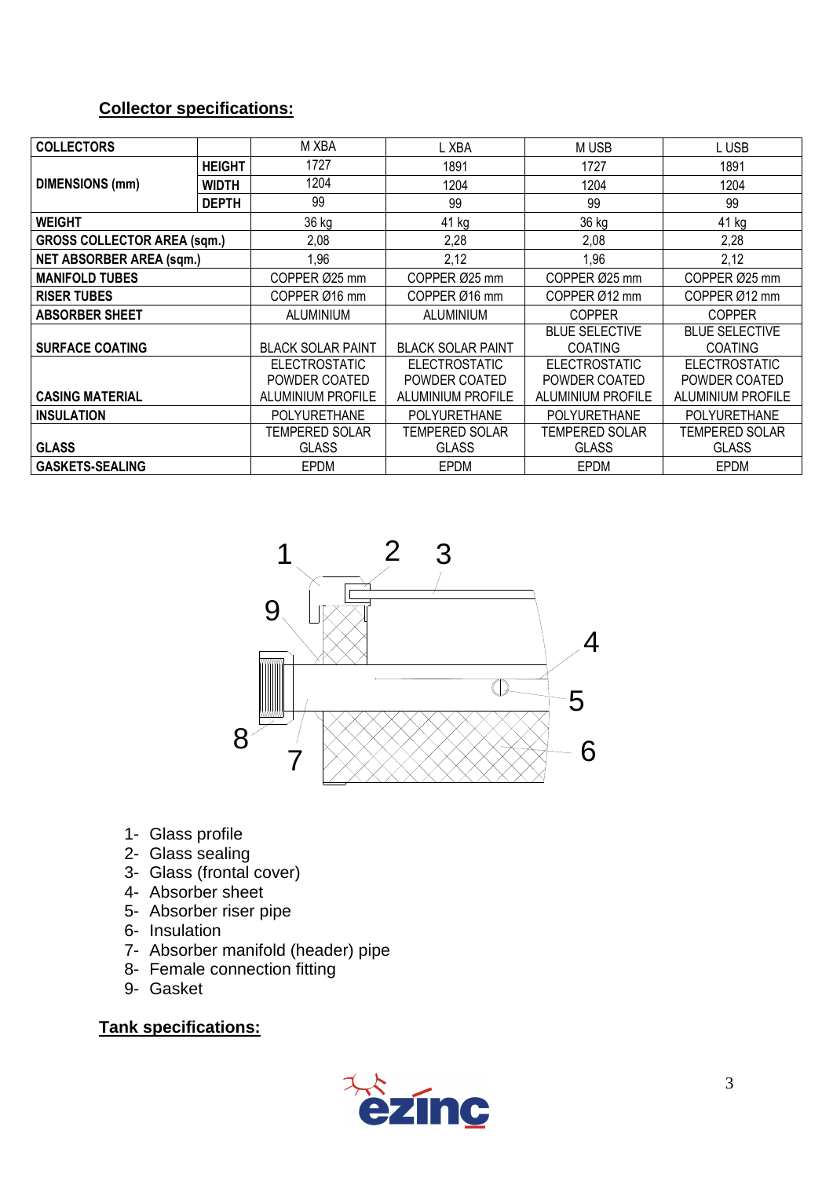## Collector specifications:

| COLLECTORS | | M XBA | L XBA | M USB | L USB |
|---|---|---|---|---|---|
| DIMENSIONS (mm) | HEIGHT | 1727 | 1891 | 1727 | 1891 |
| | WIDTH | 1204 | 1204 | 1204 | 1204 |
| | DEPTH | 99 | 99 | 99 | 99 |
| WEIGHT | | 36 kg | 41 kg | 36 kg | 41 kg |
| GROSS COLLECTOR AREA (sqm.) | | 2,08 | 2,28 | 2,08 | 2,28 |
| NET ABSORBER AREA (sqm.) | | 1,96 | 2,12 | 1,96 | 2,12 |
| MANIFOLD TUBES | | COPPER Ø25 mm | COPPER Ø25 mm | COPPER Ø25 mm | COPPER Ø25 mm |
| RISER TUBES | | COPPER Ø16 mm | COPPER Ø16 mm | COPPER Ø12 mm | COPPER Ø12 mm |
| ABSORBER SHEET | | ALUMINIUM | ALUMINIUM | COPPER | COPPER |
| SURFACE COATING | | BLACK SOLAR PAINT | BLACK SOLAR PAINT | BLUE SELECTIVE COATING | BLUE SELECTIVE COATING |
| CASING MATERIAL | | ELECTROSTATIC POWDER COATED ALUMINIUM PROFILE | ELECTROSTATIC POWDER COATED ALUMINIUM PROFILE | ELECTROSTATIC POWDER COATED ALUMINIUM PROFILE | ELECTROSTATIC POWDER COATED ALUMINIUM PROFILE |
| INSULATION | | POLYURETHANE | POLYURETHANE | POLYURETHANE | POLYURETHANE |
| GLASS | | TEMPERED SOLAR GLASS | TEMPERED SOLAR GLASS | TEMPERED SOLAR GLASS | TEMPERED SOLAR GLASS |
| GASKETS-SEALING | | EPDM | EPDM | EPDM | EPDM |

1- Glass profile
2- Glass sealing
3- Glass (frontal cover)
4- Absorber sheet
5- Absorber riser pipe
6- Insulation
7- Absorber manifold (header) pipe
8- Female connection fitting
9- Gasket

## Tank specifications: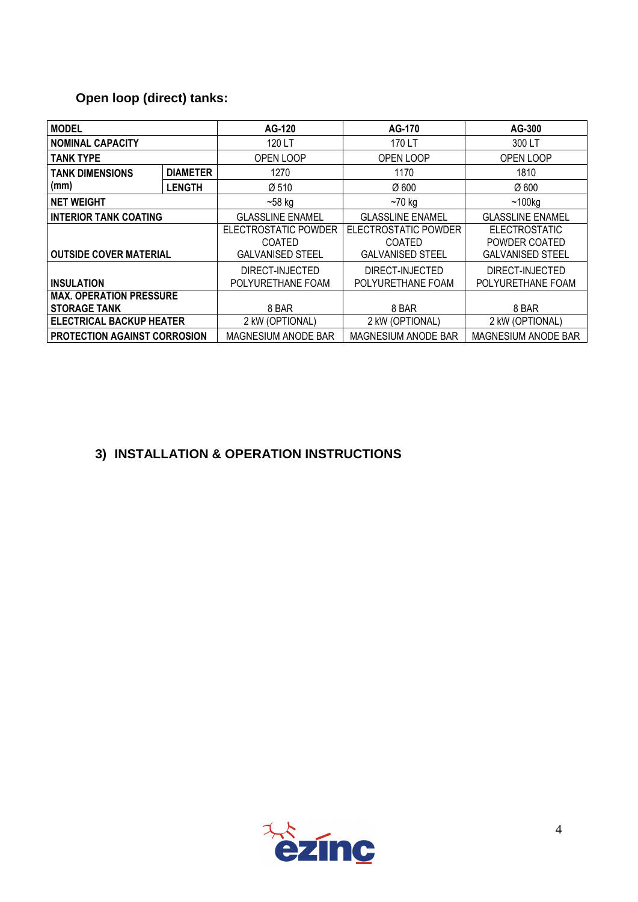### Open loop (direct) tanks:

| MODEL | | AG-120 | AG-170 | AG-300 |
|---|---|---|---|---|
| NOMINAL CAPACITY | | 120 LT | 170 LT | 300 LT |
| TANK TYPE | | OPEN LOOP | OPEN LOOP | OPEN LOOP |
| TANK DIMENSIONS (mm) | DIAMETER | 1270 | 1170 | 1810 |
| | LENGTH | Ø 510 | Ø 600 | Ø 600 |
| NET WEIGHT | | ~58 kg | ~70 kg | ~100kg |
| INTERIOR TANK COATING | | GLASSLINE ENAMEL | GLASSLINE ENAMEL | GLASSLINE ENAMEL |
| OUTSIDE COVER MATERIAL | | ELECTROSTATIC POWDER COATED GALVANISED STEEL | ELECTROSTATIC POWDER COATED GALVANISED STEEL | ELECTROSTATIC POWDER COATED GALVANISED STEEL |
| INSULATION | | DIRECT-INJECTED POLYURETHANE FOAM | DIRECT-INJECTED POLYURETHANE FOAM | DIRECT-INJECTED POLYURETHANE FOAM |
| MAX. OPERATION PRESSURE STORAGE TANK | | 8 BAR | 8 BAR | 8 BAR |
| ELECTRICAL BACKUP HEATER | | 2 kW (OPTIONAL) | 2 kW (OPTIONAL) | 2 kW (OPTIONAL) |
| PROTECTION AGAINST CORROSION | | MAGNESIUM ANODE BAR | MAGNESIUM ANODE BAR | MAGNESIUM ANODE BAR |

## 3) INSTALLATION & OPERATION INSTRUCTIONS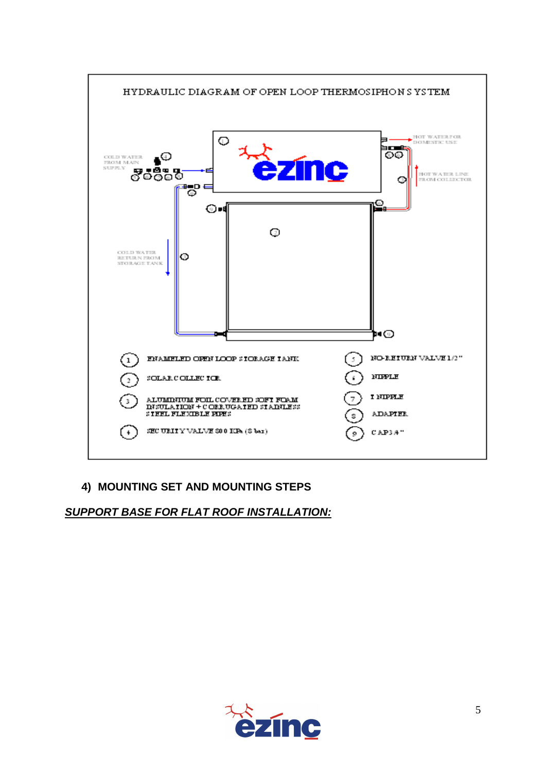HYDRAULIC DIAGRAM OF OPEN LOOP THERMOSIPHON SYSTEM

COLD WATER FROM MAIN SUPPLY

HOT WATER FOR DOMESTIC USE

HOT WATER LINE FROM COLLECTOR

COLD WATER RETURN FROM STORAGE TANK

1. ENAMELED OPEN LOOP STORAGE TANK
2. SOLAR COLLECTOR
3. ALUMINIUM FOIL COVERED SOFT FOAM INSULATION + CORRUGATED STAINLESS STEEL FLEXIBLE PIPES
4. SECURITY VALVE 800 KPa (8 bar)
5. NO-RETURN VALVE 1/2"
6. NIPPLE
7. T NIPPLE
8. ADAPTER
9. CAP3/4"

## 4) MOUNTING SET AND MOUNTING STEPS

***SUPPORT BASE FOR FLAT ROOF INSTALLATION:***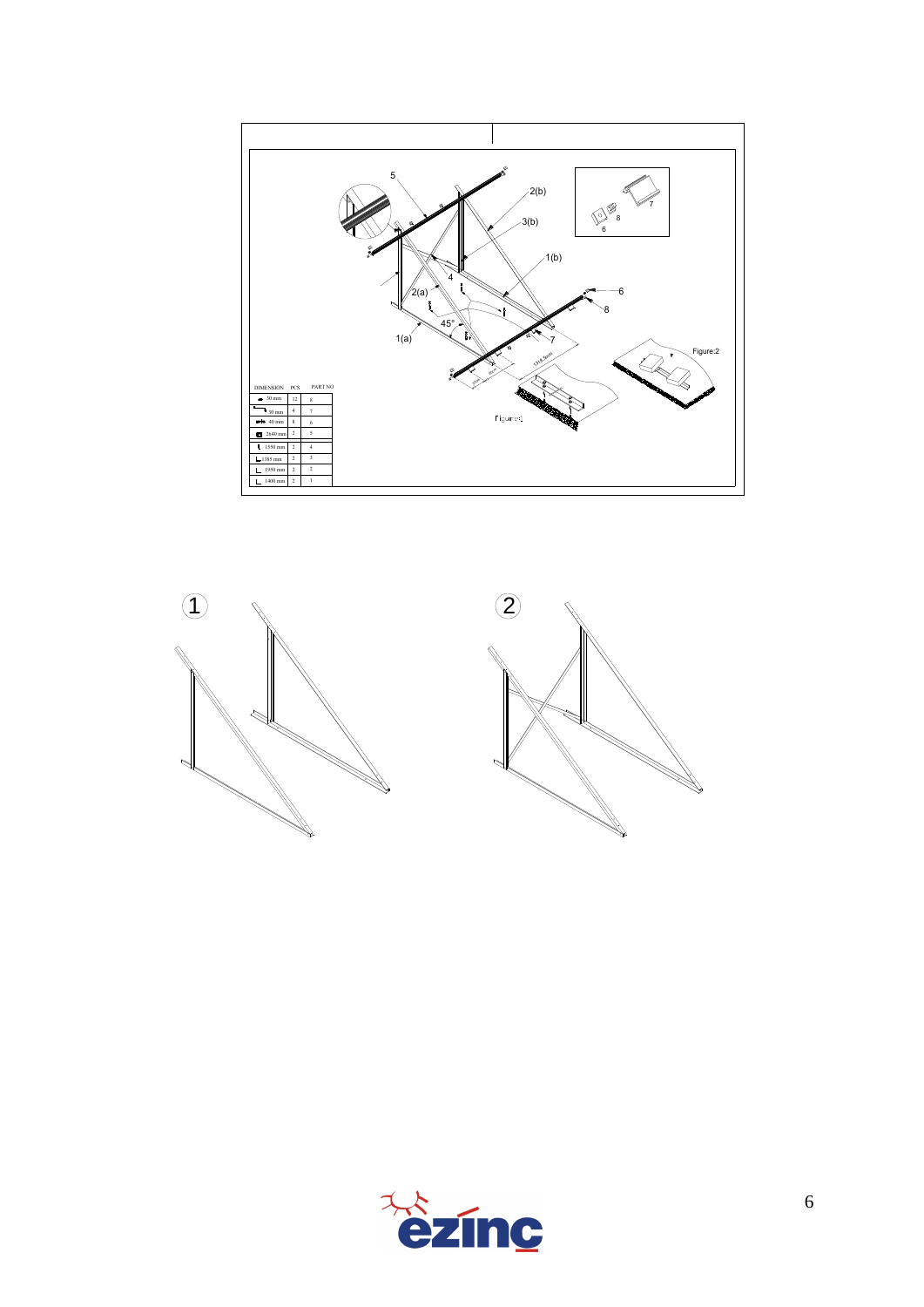5

2(b)

3(b)

1(b)

4

2(a)

6

8

45°

7

1(a)

Figure:2

Figure:1

| DIMENSION | PCS | PART NO |
| --- | --- | --- |
| 30 mm | 12 | 8 |
| 30 mm | 4 | 7 |
| 40 mm | 8 | 6 |
| 2640 mm | 2 | 5 |
| 1550 mm | 2 | 4 |
| 1365 mm | 2 | 3 |
| 1950 mm | 2 | 2 |
| 1400 mm | 2 | 1 |

1

2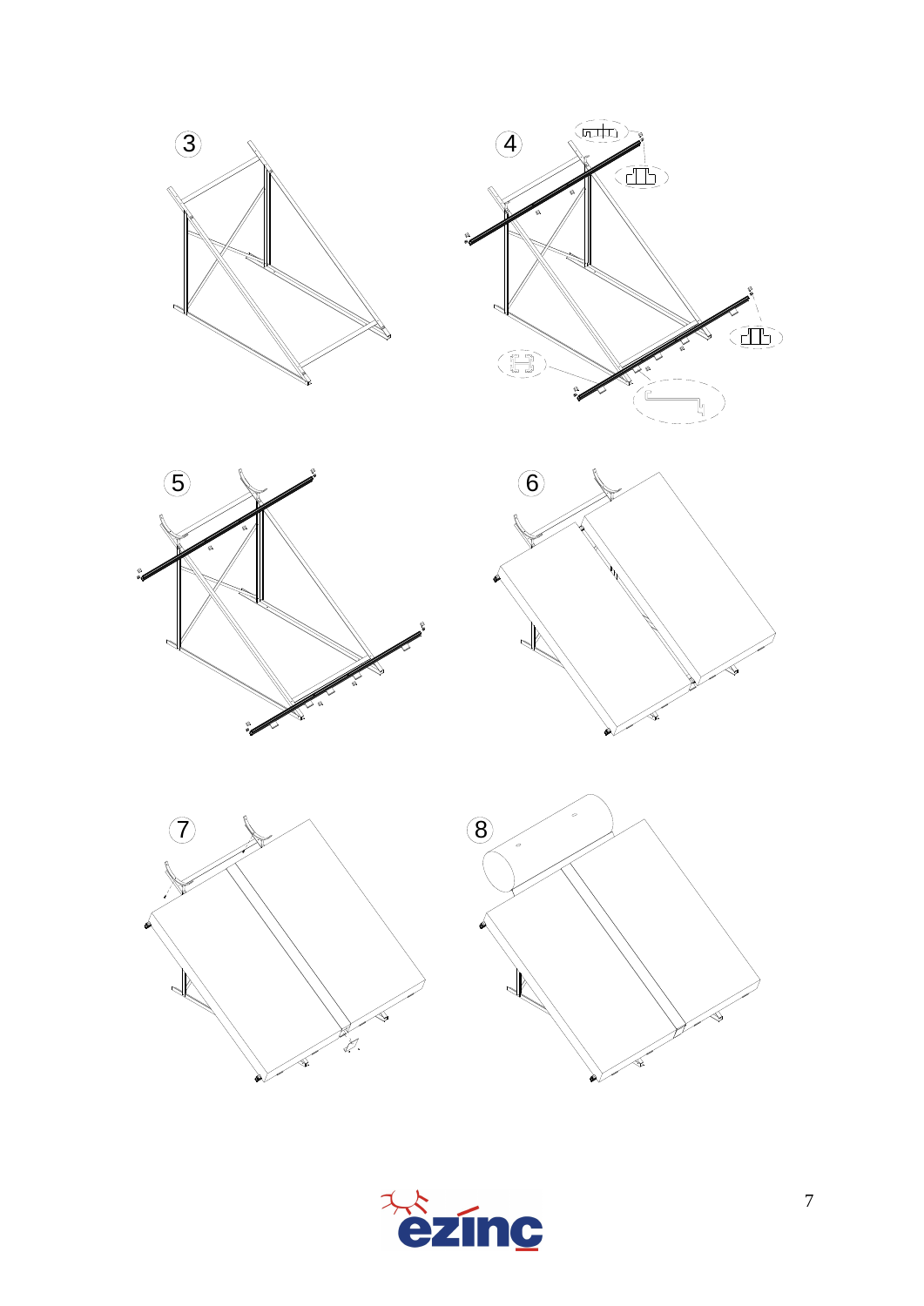3

4

5

6

7

8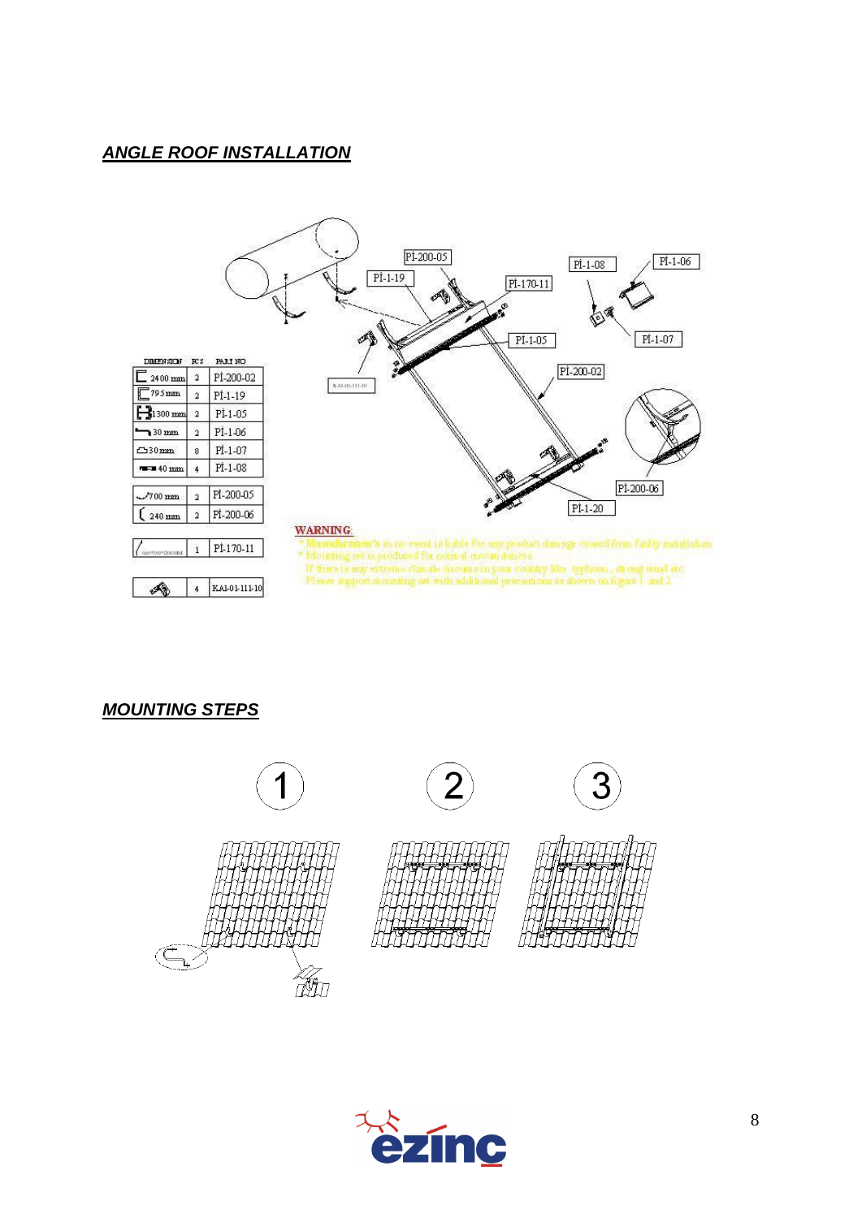## *ANGLE ROOF INSTALLATION*

| DIMENSION | PCS | PART NO |
|---|---|---|
| 2400 mm | 2 | PI-200-02 |
| 795 mm | 2 | PI-1-19 |
| 1300 mm | 2 | PI-1-05 |
| 30 mm | 2 | PI-1-06 |
| 30 mm | 8 | PI-1-07 |
| 40 mm | 4 | PI-1-08 |
| 700 mm | 2 | PI-200-05 |
| 240 mm | 2 | PI-200-06 |
| | 1 | PI-170-11 |
| | 4 | KAI-01-111-10 |

WARNING:

* Manufacturer's in no event is liable for any product damage caused from faulty installation.
* Mounting set is produced for normal circumstances.
  If there is any extreme climate circumstances in your country like typhoon, strong wind etc.
  Please support mounting set with additional precautions as shown on figure 1 and 2.

## *MOUNTING STEPS*

1

2

3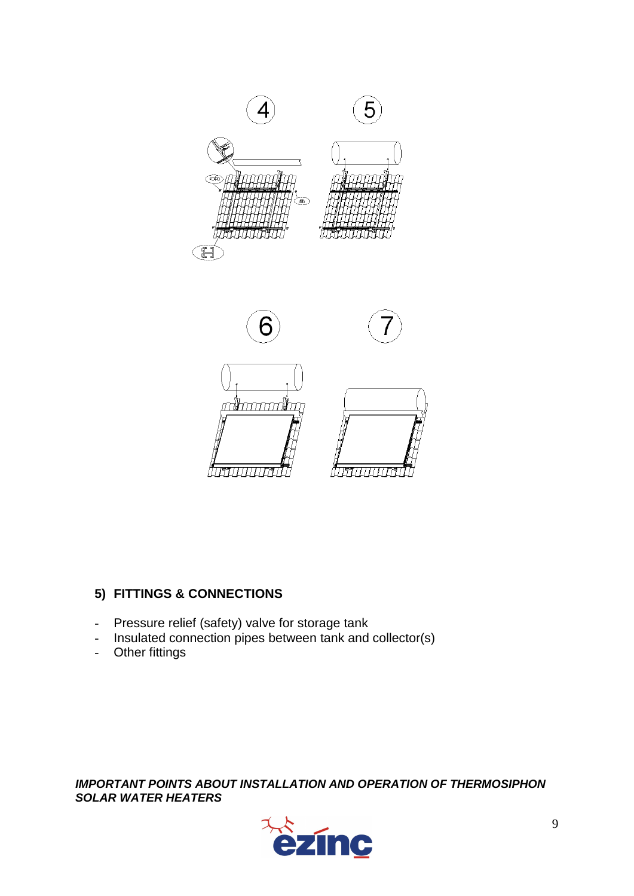## 5) FITTINGS & CONNECTIONS

- Pressure relief (safety) valve for storage tank
- Insulated connection pipes between tank and collector(s)
- Other fittings

***IMPORTANT POINTS ABOUT INSTALLATION AND OPERATION OF THERMOSIPHON SOLAR WATER HEATERS***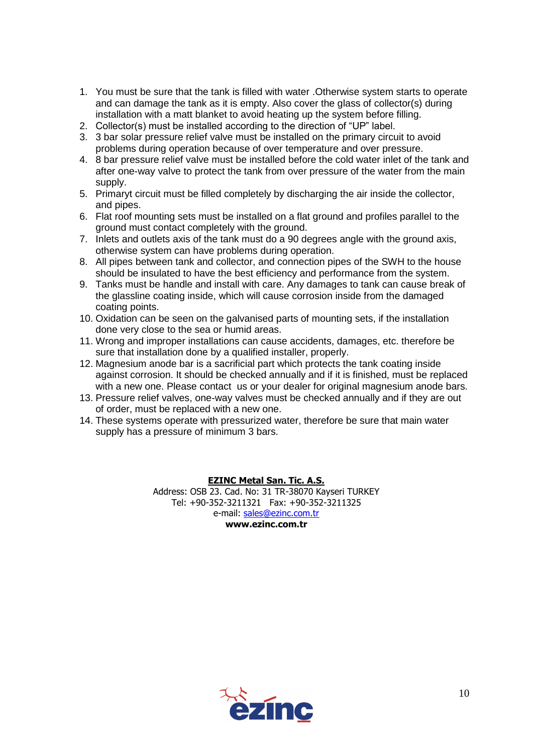1. You must be sure that the tank is filled with water .Otherwise system starts to operate and can damage the tank as it is empty. Also cover the glass of collector(s) during installation with a matt blanket to avoid heating up the system before filling.
2. Collector(s) must be installed according to the direction of “UP” label.
3. 3 bar solar pressure relief valve must be installed on the primary circuit to avoid problems during operation because of over temperature and over pressure.
4. 8 bar pressure relief valve must be installed before the cold water inlet of the tank and after one-way valve to protect the tank from over pressure of the water from the main supply.
5. Primaryt circuit must be filled completely by discharging the air inside the collector, and pipes.
6. Flat roof mounting sets must be installed on a flat ground and profiles parallel to the ground must contact completely with the ground.
7. Inlets and outlets axis of the tank must do a 90 degrees angle with the ground axis, otherwise system can have problems during operation.
8. All pipes between tank and collector, and connection pipes of the SWH to the house should be insulated to have the best efficiency and performance from the system.
9. Tanks must be handle and install with care. Any damages to tank can cause break of the glassline coating inside, which will cause corrosion inside from the damaged coating points.
10. Oxidation can be seen on the galvanised parts of mounting sets, if the installation done very close to the sea or humid areas.
11. Wrong and improper installations can cause accidents, damages, etc. therefore be sure that installation done by a qualified installer, properly.
12. Magnesium anode bar is a sacrificial part which protects the tank coating inside against corrosion. It should be checked annually and if it is finished, must be replaced with a new one. Please contact us or your dealer for original magnesium anode bars.
13. Pressure relief valves, one-way valves must be checked annually and if they are out of order, must be replaced with a new one.
14. These systems operate with pressurized water, therefore be sure that main water supply has a pressure of minimum 3 bars.

**EZINC Metal San. Tic. A.S.**
Address: OSB 23. Cad. No: 31 TR-38070 Kayseri TURKEY
Tel: +90-352-3211321 Fax: +90-352-3211325
e-mail: sales@ezinc.com.tr
**www.ezinc.com.tr**

ezinc